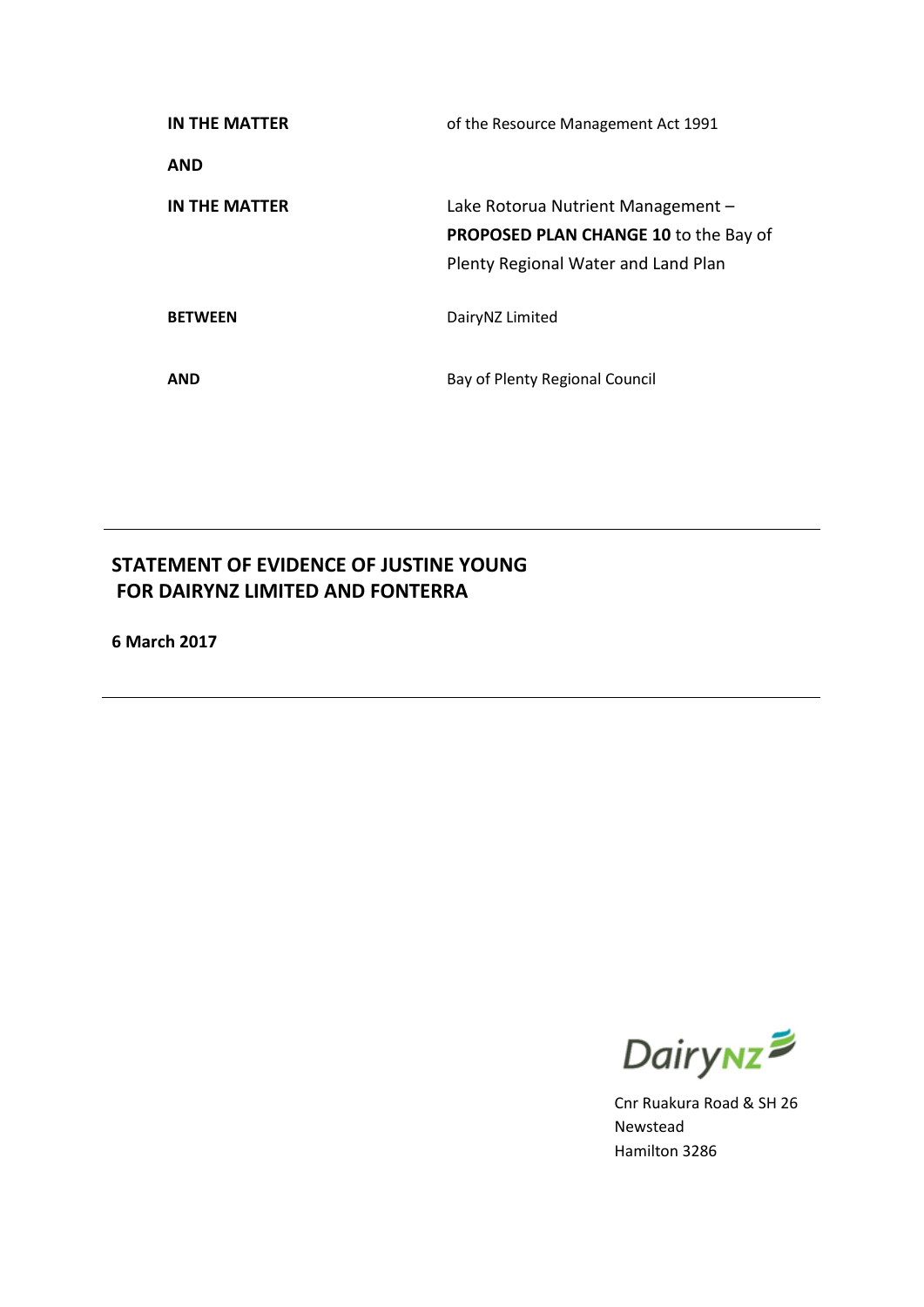| | |
|---|---|
| **IN THE MATTER** | of the Resource Management Act 1991 |
| **AND** | |
| **IN THE MATTER** | Lake Rotorua Nutrient Management – **PROPOSED PLAN CHANGE 10** to the Bay of Plenty Regional Water and Land Plan |
| **BETWEEN** | DairyNZ Limited |
| **AND** | Bay of Plenty Regional Council |

---

## STATEMENT OF EVIDENCE OF JUSTINE YOUNG FOR DAIRYNZ LIMITED AND FONTERRA

**6 March 2017**

---

DairyNZ

Cnr Ruakura Road & SH 26
Newstead
Hamilton 3286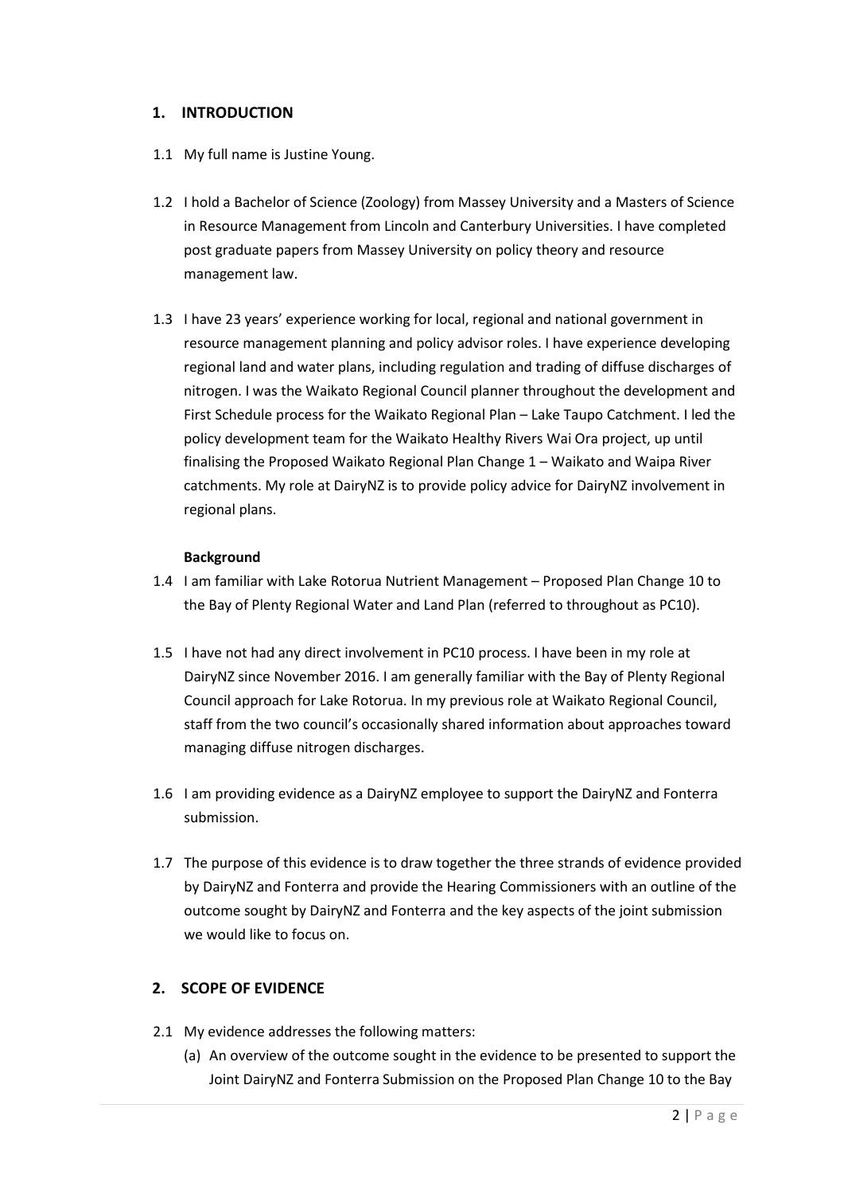## 1. INTRODUCTION

1.1 My full name is Justine Young.

1.2 I hold a Bachelor of Science (Zoology) from Massey University and a Masters of Science in Resource Management from Lincoln and Canterbury Universities. I have completed post graduate papers from Massey University on policy theory and resource management law.

1.3 I have 23 years' experience working for local, regional and national government in resource management planning and policy advisor roles. I have experience developing regional land and water plans, including regulation and trading of diffuse discharges of nitrogen. I was the Waikato Regional Council planner throughout the development and First Schedule process for the Waikato Regional Plan – Lake Taupo Catchment. I led the policy development team for the Waikato Healthy Rivers Wai Ora project, up until finalising the Proposed Waikato Regional Plan Change 1 – Waikato and Waipa River catchments. My role at DairyNZ is to provide policy advice for DairyNZ involvement in regional plans.

**Background**

1.4 I am familiar with Lake Rotorua Nutrient Management – Proposed Plan Change 10 to the Bay of Plenty Regional Water and Land Plan (referred to throughout as PC10).

1.5 I have not had any direct involvement in PC10 process. I have been in my role at DairyNZ since November 2016. I am generally familiar with the Bay of Plenty Regional Council approach for Lake Rotorua. In my previous role at Waikato Regional Council, staff from the two council's occasionally shared information about approaches toward managing diffuse nitrogen discharges.

1.6 I am providing evidence as a DairyNZ employee to support the DairyNZ and Fonterra submission.

1.7 The purpose of this evidence is to draw together the three strands of evidence provided by DairyNZ and Fonterra and provide the Hearing Commissioners with an outline of the outcome sought by DairyNZ and Fonterra and the key aspects of the joint submission we would like to focus on.

## 2. SCOPE OF EVIDENCE

2.1 My evidence addresses the following matters:

(a) An overview of the outcome sought in the evidence to be presented to support the Joint DairyNZ and Fonterra Submission on the Proposed Plan Change 10 to the Bay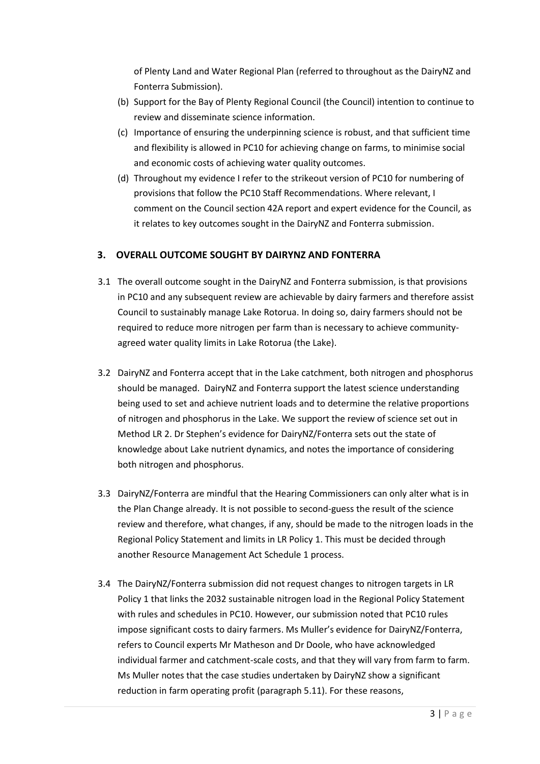of Plenty Land and Water Regional Plan (referred to throughout as the DairyNZ and Fonterra Submission).

(b) Support for the Bay of Plenty Regional Council (the Council) intention to continue to review and disseminate science information.

(c) Importance of ensuring the underpinning science is robust, and that sufficient time and flexibility is allowed in PC10 for achieving change on farms, to minimise social and economic costs of achieving water quality outcomes.

(d) Throughout my evidence I refer to the strikeout version of PC10 for numbering of provisions that follow the PC10 Staff Recommendations. Where relevant, I comment on the Council section 42A report and expert evidence for the Council, as it relates to key outcomes sought in the DairyNZ and Fonterra submission.

## 3. OVERALL OUTCOME SOUGHT BY DAIRYNZ AND FONTERRA

3.1 The overall outcome sought in the DairyNZ and Fonterra submission, is that provisions in PC10 and any subsequent review are achievable by dairy farmers and therefore assist Council to sustainably manage Lake Rotorua. In doing so, dairy farmers should not be required to reduce more nitrogen per farm than is necessary to achieve community-agreed water quality limits in Lake Rotorua (the Lake).

3.2 DairyNZ and Fonterra accept that in the Lake catchment, both nitrogen and phosphorus should be managed. DairyNZ and Fonterra support the latest science understanding being used to set and achieve nutrient loads and to determine the relative proportions of nitrogen and phosphorus in the Lake. We support the review of science set out in Method LR 2. Dr Stephen's evidence for DairyNZ/Fonterra sets out the state of knowledge about Lake nutrient dynamics, and notes the importance of considering both nitrogen and phosphorus.

3.3 DairyNZ/Fonterra are mindful that the Hearing Commissioners can only alter what is in the Plan Change already. It is not possible to second-guess the result of the science review and therefore, what changes, if any, should be made to the nitrogen loads in the Regional Policy Statement and limits in LR Policy 1. This must be decided through another Resource Management Act Schedule 1 process.

3.4 The DairyNZ/Fonterra submission did not request changes to nitrogen targets in LR Policy 1 that links the 2032 sustainable nitrogen load in the Regional Policy Statement with rules and schedules in PC10. However, our submission noted that PC10 rules impose significant costs to dairy farmers. Ms Muller's evidence for DairyNZ/Fonterra, refers to Council experts Mr Matheson and Dr Doole, who have acknowledged individual farmer and catchment-scale costs, and that they will vary from farm to farm. Ms Muller notes that the case studies undertaken by DairyNZ show a significant reduction in farm operating profit (paragraph 5.11). For these reasons,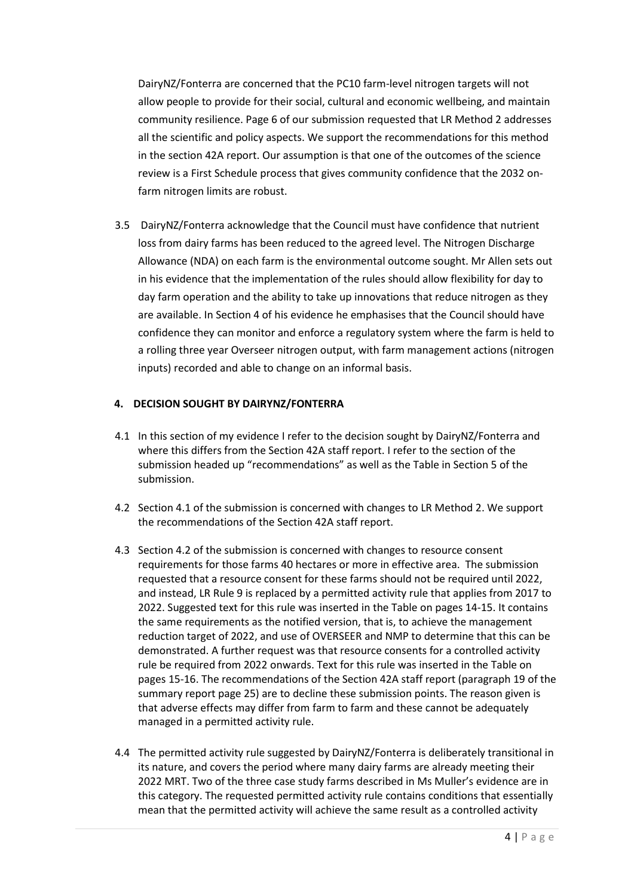DairyNZ/Fonterra are concerned that the PC10 farm-level nitrogen targets will not allow people to provide for their social, cultural and economic wellbeing, and maintain community resilience. Page 6 of our submission requested that LR Method 2 addresses all the scientific and policy aspects. We support the recommendations for this method in the section 42A report. Our assumption is that one of the outcomes of the science review is a First Schedule process that gives community confidence that the 2032 on-farm nitrogen limits are robust.

3.5 DairyNZ/Fonterra acknowledge that the Council must have confidence that nutrient loss from dairy farms has been reduced to the agreed level. The Nitrogen Discharge Allowance (NDA) on each farm is the environmental outcome sought. Mr Allen sets out in his evidence that the implementation of the rules should allow flexibility for day to day farm operation and the ability to take up innovations that reduce nitrogen as they are available. In Section 4 of his evidence he emphasises that the Council should have confidence they can monitor and enforce a regulatory system where the farm is held to a rolling three year Overseer nitrogen output, with farm management actions (nitrogen inputs) recorded and able to change on an informal basis.

## 4. DECISION SOUGHT BY DAIRYNZ/FONTERRA

4.1 In this section of my evidence I refer to the decision sought by DairyNZ/Fonterra and where this differs from the Section 42A staff report. I refer to the section of the submission headed up "recommendations" as well as the Table in Section 5 of the submission.

4.2 Section 4.1 of the submission is concerned with changes to LR Method 2. We support the recommendations of the Section 42A staff report.

4.3 Section 4.2 of the submission is concerned with changes to resource consent requirements for those farms 40 hectares or more in effective area. The submission requested that a resource consent for these farms should not be required until 2022, and instead, LR Rule 9 is replaced by a permitted activity rule that applies from 2017 to 2022. Suggested text for this rule was inserted in the Table on pages 14-15. It contains the same requirements as the notified version, that is, to achieve the management reduction target of 2022, and use of OVERSEER and NMP to determine that this can be demonstrated. A further request was that resource consents for a controlled activity rule be required from 2022 onwards. Text for this rule was inserted in the Table on pages 15-16. The recommendations of the Section 42A staff report (paragraph 19 of the summary report page 25) are to decline these submission points. The reason given is that adverse effects may differ from farm to farm and these cannot be adequately managed in a permitted activity rule.

4.4 The permitted activity rule suggested by DairyNZ/Fonterra is deliberately transitional in its nature, and covers the period where many dairy farms are already meeting their 2022 MRT. Two of the three case study farms described in Ms Muller's evidence are in this category. The requested permitted activity rule contains conditions that essentially mean that the permitted activity will achieve the same result as a controlled activity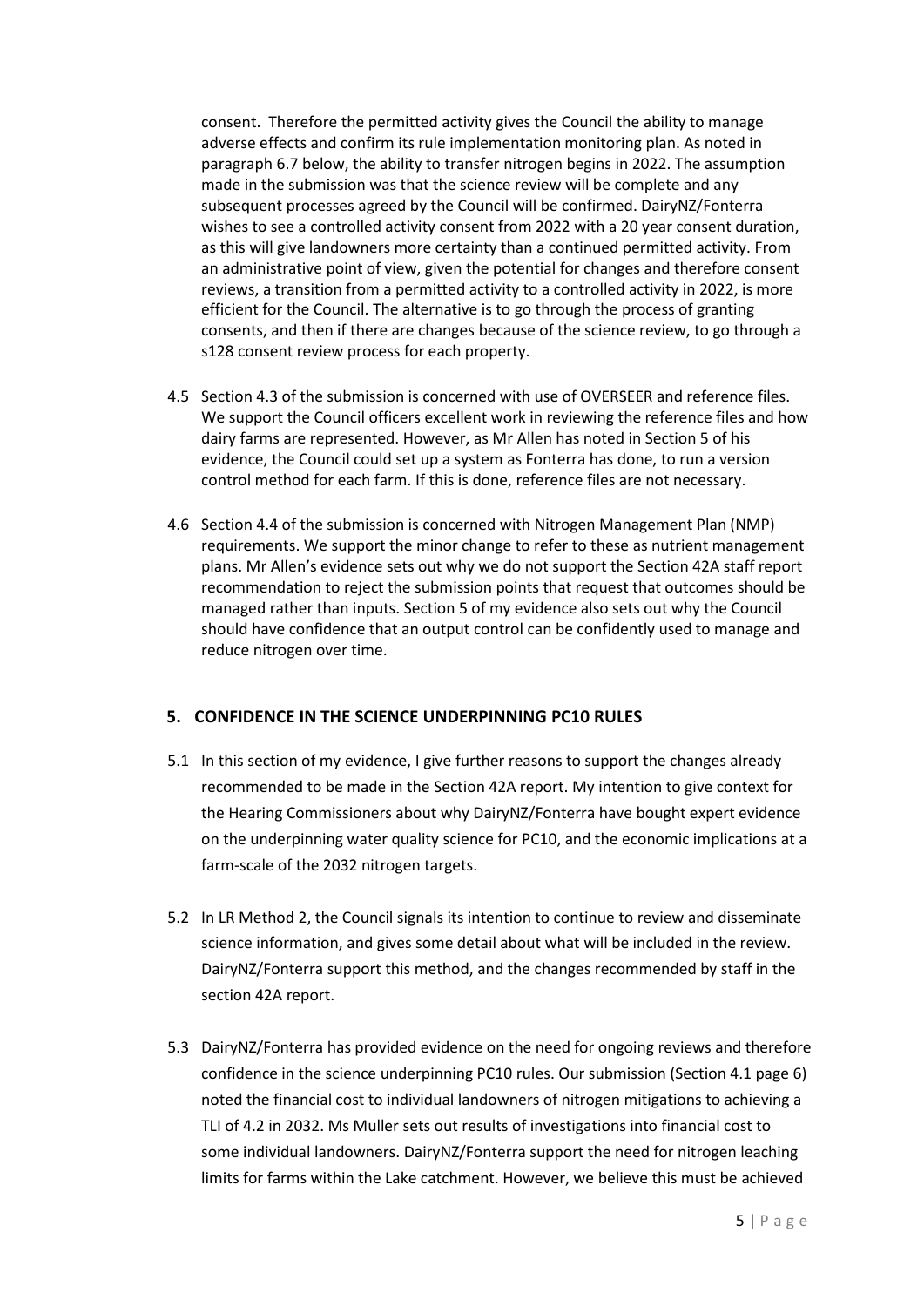consent. Therefore the permitted activity gives the Council the ability to manage adverse effects and confirm its rule implementation monitoring plan. As noted in paragraph 6.7 below, the ability to transfer nitrogen begins in 2022. The assumption made in the submission was that the science review will be complete and any subsequent processes agreed by the Council will be confirmed. DairyNZ/Fonterra wishes to see a controlled activity consent from 2022 with a 20 year consent duration, as this will give landowners more certainty than a continued permitted activity. From an administrative point of view, given the potential for changes and therefore consent reviews, a transition from a permitted activity to a controlled activity in 2022, is more efficient for the Council. The alternative is to go through the process of granting consents, and then if there are changes because of the science review, to go through a s128 consent review process for each property.

4.5 Section 4.3 of the submission is concerned with use of OVERSEER and reference files. We support the Council officers excellent work in reviewing the reference files and how dairy farms are represented. However, as Mr Allen has noted in Section 5 of his evidence, the Council could set up a system as Fonterra has done, to run a version control method for each farm. If this is done, reference files are not necessary.

4.6 Section 4.4 of the submission is concerned with Nitrogen Management Plan (NMP) requirements. We support the minor change to refer to these as nutrient management plans. Mr Allen's evidence sets out why we do not support the Section 42A staff report recommendation to reject the submission points that request that outcomes should be managed rather than inputs. Section 5 of my evidence also sets out why the Council should have confidence that an output control can be confidently used to manage and reduce nitrogen over time.

## 5. CONFIDENCE IN THE SCIENCE UNDERPINNING PC10 RULES

5.1 In this section of my evidence, I give further reasons to support the changes already recommended to be made in the Section 42A report. My intention to give context for the Hearing Commissioners about why DairyNZ/Fonterra have bought expert evidence on the underpinning water quality science for PC10, and the economic implications at a farm-scale of the 2032 nitrogen targets.

5.2 In LR Method 2, the Council signals its intention to continue to review and disseminate science information, and gives some detail about what will be included in the review. DairyNZ/Fonterra support this method, and the changes recommended by staff in the section 42A report.

5.3 DairyNZ/Fonterra has provided evidence on the need for ongoing reviews and therefore confidence in the science underpinning PC10 rules. Our submission (Section 4.1 page 6) noted the financial cost to individual landowners of nitrogen mitigations to achieving a TLI of 4.2 in 2032. Ms Muller sets out results of investigations into financial cost to some individual landowners. DairyNZ/Fonterra support the need for nitrogen leaching limits for farms within the Lake catchment. However, we believe this must be achieved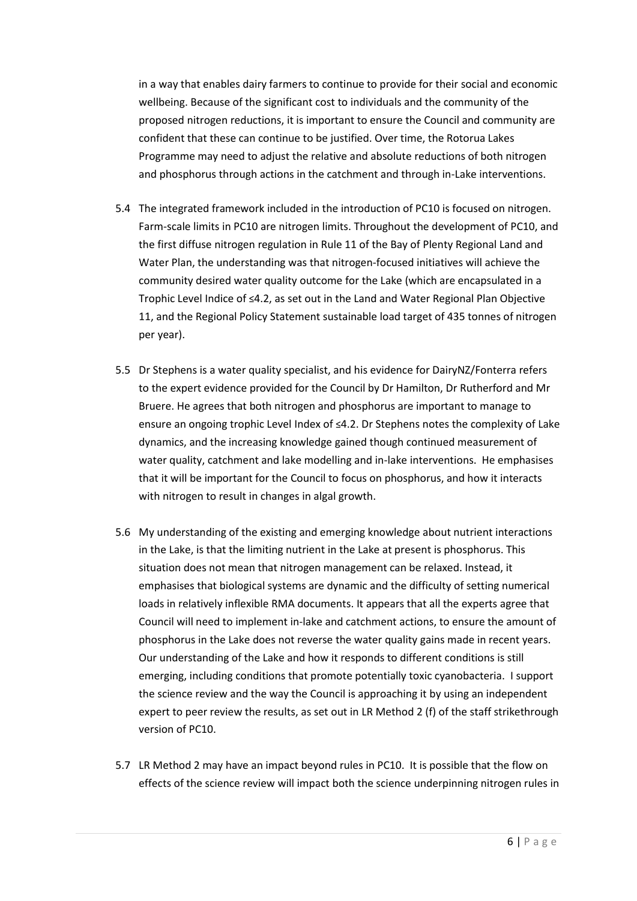in a way that enables dairy farmers to continue to provide for their social and economic wellbeing. Because of the significant cost to individuals and the community of the proposed nitrogen reductions, it is important to ensure the Council and community are confident that these can continue to be justified. Over time, the Rotorua Lakes Programme may need to adjust the relative and absolute reductions of both nitrogen and phosphorus through actions in the catchment and through in-Lake interventions.

5.4 The integrated framework included in the introduction of PC10 is focused on nitrogen. Farm-scale limits in PC10 are nitrogen limits. Throughout the development of PC10, and the first diffuse nitrogen regulation in Rule 11 of the Bay of Plenty Regional Land and Water Plan, the understanding was that nitrogen-focused initiatives will achieve the community desired water quality outcome for the Lake (which are encapsulated in a Trophic Level Indice of ≤4.2, as set out in the Land and Water Regional Plan Objective 11, and the Regional Policy Statement sustainable load target of 435 tonnes of nitrogen per year).

5.5 Dr Stephens is a water quality specialist, and his evidence for DairyNZ/Fonterra refers to the expert evidence provided for the Council by Dr Hamilton, Dr Rutherford and Mr Bruere. He agrees that both nitrogen and phosphorus are important to manage to ensure an ongoing trophic Level Index of ≤4.2. Dr Stephens notes the complexity of Lake dynamics, and the increasing knowledge gained though continued measurement of water quality, catchment and lake modelling and in-lake interventions. He emphasises that it will be important for the Council to focus on phosphorus, and how it interacts with nitrogen to result in changes in algal growth.

5.6 My understanding of the existing and emerging knowledge about nutrient interactions in the Lake, is that the limiting nutrient in the Lake at present is phosphorus. This situation does not mean that nitrogen management can be relaxed. Instead, it emphasises that biological systems are dynamic and the difficulty of setting numerical loads in relatively inflexible RMA documents. It appears that all the experts agree that Council will need to implement in-lake and catchment actions, to ensure the amount of phosphorus in the Lake does not reverse the water quality gains made in recent years. Our understanding of the Lake and how it responds to different conditions is still emerging, including conditions that promote potentially toxic cyanobacteria. I support the science review and the way the Council is approaching it by using an independent expert to peer review the results, as set out in LR Method 2 (f) of the staff strikethrough version of PC10.

5.7 LR Method 2 may have an impact beyond rules in PC10. It is possible that the flow on effects of the science review will impact both the science underpinning nitrogen rules in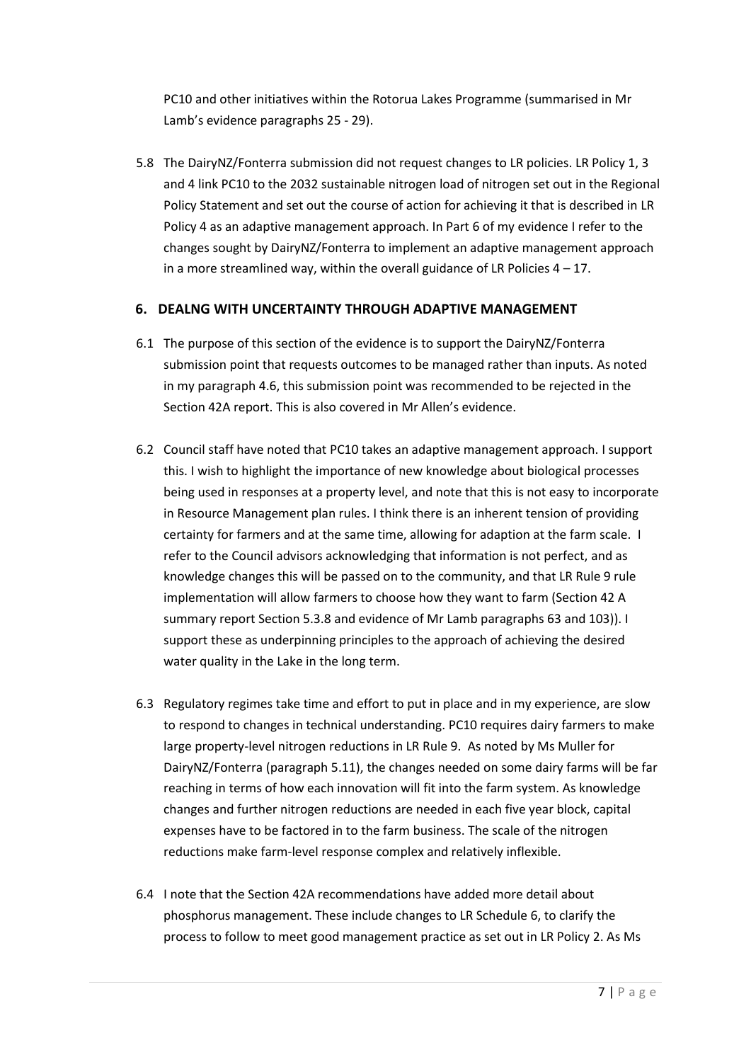PC10 and other initiatives within the Rotorua Lakes Programme (summarised in Mr Lamb's evidence paragraphs 25 - 29).

5.8 The DairyNZ/Fonterra submission did not request changes to LR policies. LR Policy 1, 3 and 4 link PC10 to the 2032 sustainable nitrogen load of nitrogen set out in the Regional Policy Statement and set out the course of action for achieving it that is described in LR Policy 4 as an adaptive management approach. In Part 6 of my evidence I refer to the changes sought by DairyNZ/Fonterra to implement an adaptive management approach in a more streamlined way, within the overall guidance of LR Policies 4 – 17.

## 6. DEALNG WITH UNCERTAINTY THROUGH ADAPTIVE MANAGEMENT

6.1 The purpose of this section of the evidence is to support the DairyNZ/Fonterra submission point that requests outcomes to be managed rather than inputs. As noted in my paragraph 4.6, this submission point was recommended to be rejected in the Section 42A report. This is also covered in Mr Allen's evidence.

6.2 Council staff have noted that PC10 takes an adaptive management approach. I support this. I wish to highlight the importance of new knowledge about biological processes being used in responses at a property level, and note that this is not easy to incorporate in Resource Management plan rules. I think there is an inherent tension of providing certainty for farmers and at the same time, allowing for adaption at the farm scale. I refer to the Council advisors acknowledging that information is not perfect, and as knowledge changes this will be passed on to the community, and that LR Rule 9 rule implementation will allow farmers to choose how they want to farm (Section 42 A summary report Section 5.3.8 and evidence of Mr Lamb paragraphs 63 and 103)). I support these as underpinning principles to the approach of achieving the desired water quality in the Lake in the long term.

6.3 Regulatory regimes take time and effort to put in place and in my experience, are slow to respond to changes in technical understanding. PC10 requires dairy farmers to make large property-level nitrogen reductions in LR Rule 9. As noted by Ms Muller for DairyNZ/Fonterra (paragraph 5.11), the changes needed on some dairy farms will be far reaching in terms of how each innovation will fit into the farm system. As knowledge changes and further nitrogen reductions are needed in each five year block, capital expenses have to be factored in to the farm business. The scale of the nitrogen reductions make farm-level response complex and relatively inflexible.

6.4 I note that the Section 42A recommendations have added more detail about phosphorus management. These include changes to LR Schedule 6, to clarify the process to follow to meet good management practice as set out in LR Policy 2. As Ms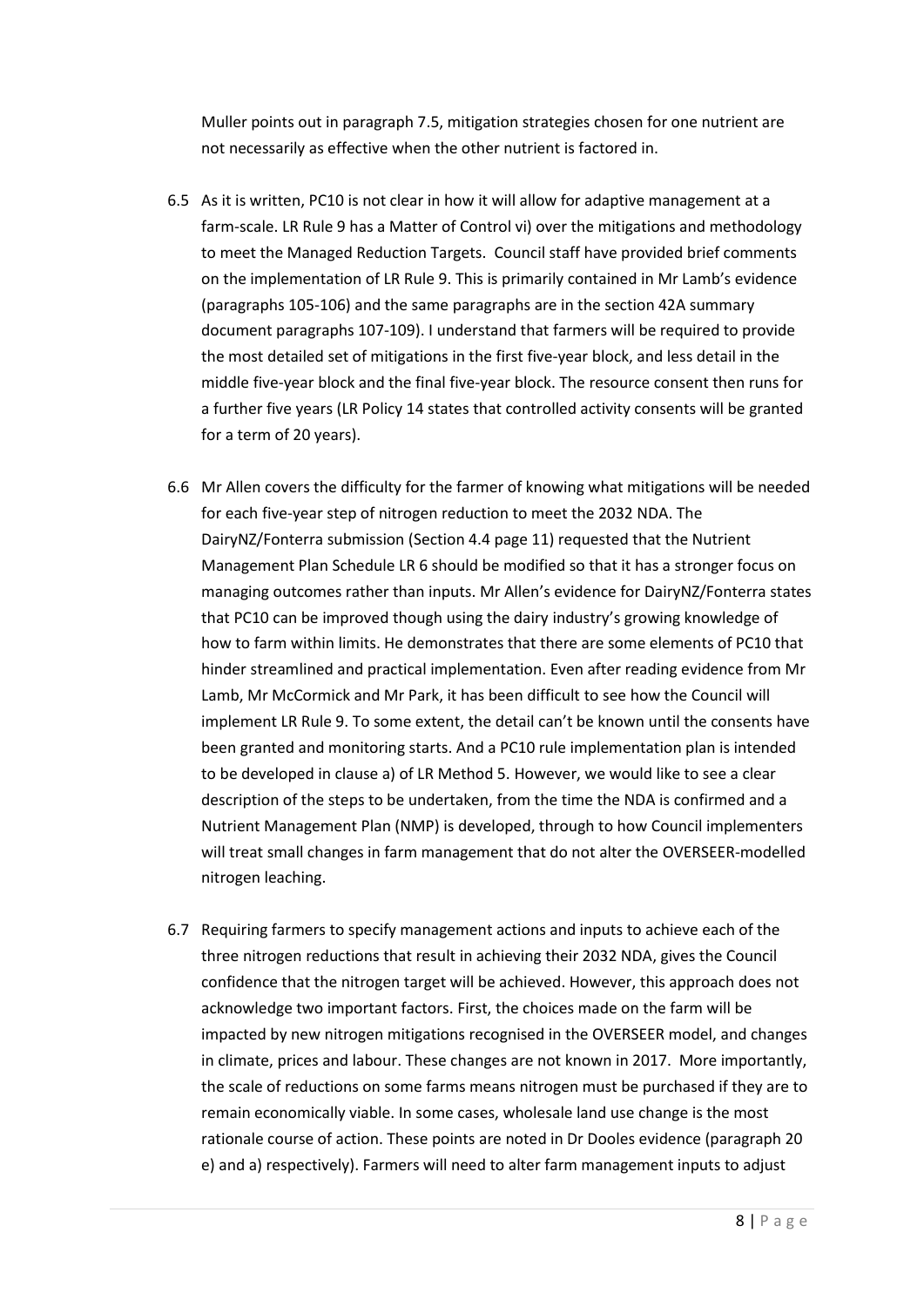Muller points out in paragraph 7.5, mitigation strategies chosen for one nutrient are not necessarily as effective when the other nutrient is factored in.

6.5 As it is written, PC10 is not clear in how it will allow for adaptive management at a farm-scale. LR Rule 9 has a Matter of Control vi) over the mitigations and methodology to meet the Managed Reduction Targets. Council staff have provided brief comments on the implementation of LR Rule 9. This is primarily contained in Mr Lamb's evidence (paragraphs 105-106) and the same paragraphs are in the section 42A summary document paragraphs 107-109). I understand that farmers will be required to provide the most detailed set of mitigations in the first five-year block, and less detail in the middle five-year block and the final five-year block. The resource consent then runs for a further five years (LR Policy 14 states that controlled activity consents will be granted for a term of 20 years).

6.6 Mr Allen covers the difficulty for the farmer of knowing what mitigations will be needed for each five-year step of nitrogen reduction to meet the 2032 NDA. The DairyNZ/Fonterra submission (Section 4.4 page 11) requested that the Nutrient Management Plan Schedule LR 6 should be modified so that it has a stronger focus on managing outcomes rather than inputs. Mr Allen's evidence for DairyNZ/Fonterra states that PC10 can be improved though using the dairy industry's growing knowledge of how to farm within limits. He demonstrates that there are some elements of PC10 that hinder streamlined and practical implementation. Even after reading evidence from Mr Lamb, Mr McCormick and Mr Park, it has been difficult to see how the Council will implement LR Rule 9. To some extent, the detail can't be known until the consents have been granted and monitoring starts. And a PC10 rule implementation plan is intended to be developed in clause a) of LR Method 5. However, we would like to see a clear description of the steps to be undertaken, from the time the NDA is confirmed and a Nutrient Management Plan (NMP) is developed, through to how Council implementers will treat small changes in farm management that do not alter the OVERSEER-modelled nitrogen leaching.

6.7 Requiring farmers to specify management actions and inputs to achieve each of the three nitrogen reductions that result in achieving their 2032 NDA, gives the Council confidence that the nitrogen target will be achieved. However, this approach does not acknowledge two important factors. First, the choices made on the farm will be impacted by new nitrogen mitigations recognised in the OVERSEER model, and changes in climate, prices and labour. These changes are not known in 2017. More importantly, the scale of reductions on some farms means nitrogen must be purchased if they are to remain economically viable. In some cases, wholesale land use change is the most rationale course of action. These points are noted in Dr Dooles evidence (paragraph 20 e) and a) respectively). Farmers will need to alter farm management inputs to adjust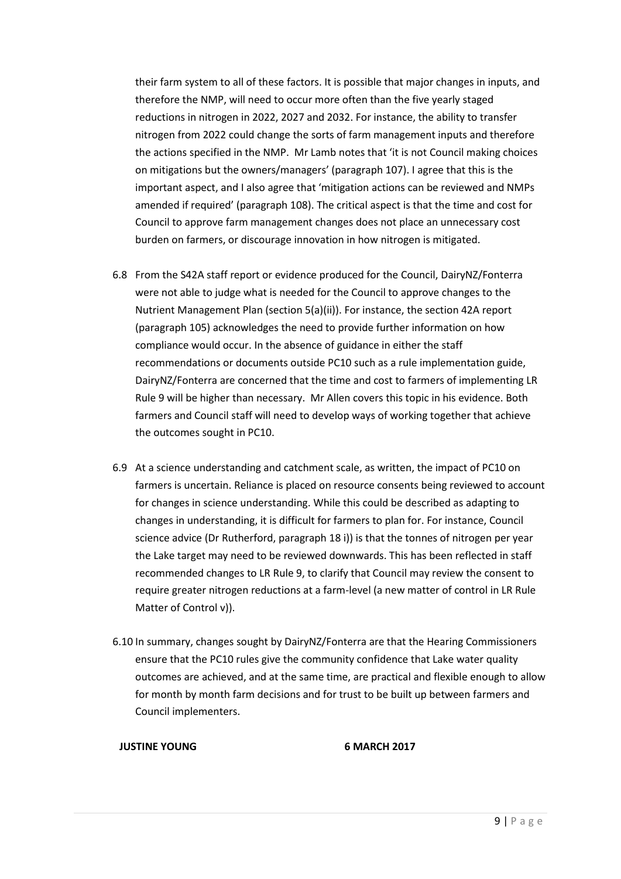their farm system to all of these factors. It is possible that major changes in inputs, and therefore the NMP, will need to occur more often than the five yearly staged reductions in nitrogen in 2022, 2027 and 2032. For instance, the ability to transfer nitrogen from 2022 could change the sorts of farm management inputs and therefore the actions specified in the NMP. Mr Lamb notes that 'it is not Council making choices on mitigations but the owners/managers' (paragraph 107). I agree that this is the important aspect, and I also agree that 'mitigation actions can be reviewed and NMPs amended if required' (paragraph 108). The critical aspect is that the time and cost for Council to approve farm management changes does not place an unnecessary cost burden on farmers, or discourage innovation in how nitrogen is mitigated.

6.8 From the S42A staff report or evidence produced for the Council, DairyNZ/Fonterra were not able to judge what is needed for the Council to approve changes to the Nutrient Management Plan (section 5(a)(ii)). For instance, the section 42A report (paragraph 105) acknowledges the need to provide further information on how compliance would occur. In the absence of guidance in either the staff recommendations or documents outside PC10 such as a rule implementation guide, DairyNZ/Fonterra are concerned that the time and cost to farmers of implementing LR Rule 9 will be higher than necessary. Mr Allen covers this topic in his evidence. Both farmers and Council staff will need to develop ways of working together that achieve the outcomes sought in PC10.

6.9 At a science understanding and catchment scale, as written, the impact of PC10 on farmers is uncertain. Reliance is placed on resource consents being reviewed to account for changes in science understanding. While this could be described as adapting to changes in understanding, it is difficult for farmers to plan for. For instance, Council science advice (Dr Rutherford, paragraph 18 i)) is that the tonnes of nitrogen per year the Lake target may need to be reviewed downwards. This has been reflected in staff recommended changes to LR Rule 9, to clarify that Council may review the consent to require greater nitrogen reductions at a farm-level (a new matter of control in LR Rule Matter of Control v)).

6.10 In summary, changes sought by DairyNZ/Fonterra are that the Hearing Commissioners ensure that the PC10 rules give the community confidence that Lake water quality outcomes are achieved, and at the same time, are practical and flexible enough to allow for month by month farm decisions and for trust to be built up between farmers and Council implementers.

**JUSTINE YOUNG** **6 MARCH 2017**